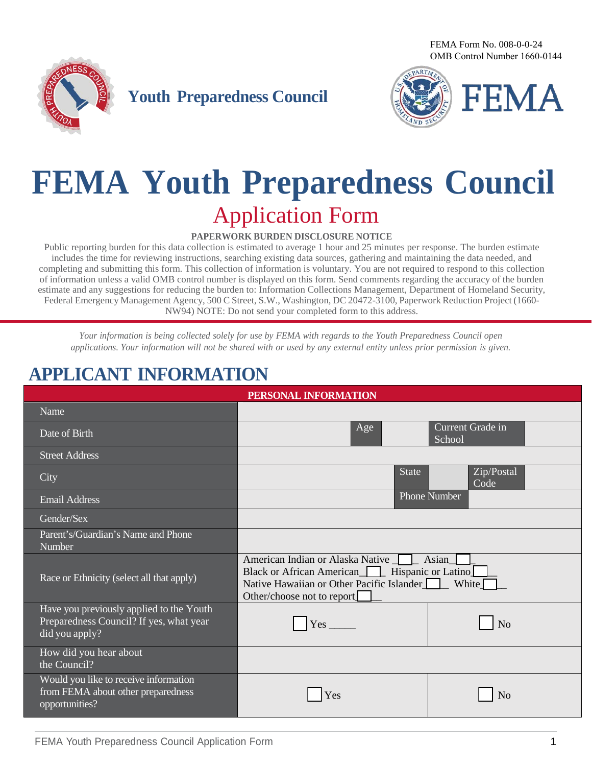FEMA Form No. 008-0-0-24
OMB Control Number 1660-0144

**Youth Preparedness Council**

# FEMA Youth Preparedness Council

## Application Form

**PAPERWORK BURDEN DISCLOSURE NOTICE**

Public reporting burden for this data collection is estimated to average 1 hour and 25 minutes per response. The burden estimate includes the time for reviewing instructions, searching existing data sources, gathering and maintaining the data needed, and completing and submitting this form. This collection of information is voluntary. You are not required to respond to this collection of information unless a valid OMB control number is displayed on this form. Send comments regarding the accuracy of the burden estimate and any suggestions for reducing the burden to: Information Collections Management, Department of Homeland Security, Federal Emergency Management Agency, 500 C Street, S.W., Washington, DC 20472-3100, Paperwork Reduction Project (1660-NW94) NOTE: Do not send your completed form to this address.

*Your information is being collected solely for use by FEMA with regards to the Youth Preparedness Council open applications. Your information will not be shared with or used by any external entity unless prior permission is given.*

# APPLICANT INFORMATION

| PERSONAL INFORMATION | | | | | |
|---|---|---|---|---|---|
| Name | | | | | |
| Date of Birth | | Age | | Current Grade in School | |
| Street Address | | | | | |
| City | | State | | Zip/Postal Code | |
| Email Address | | Phone Number | | | |
| Gender/Sex | | | | | |
| Parent's/Guardian's Name and Phone Number | | | | | |
| Race or Ethnicity (select all that apply) | American Indian or Alaska Native ☐ Asian ☐ Black or African American ☐ Hispanic or Latino ☐ Native Hawaiian or Other Pacific Islander ☐ White ☐ Other/choose not to report ☐ | | | | |
| Have you previously applied to the Youth Preparedness Council? If yes, what year did you apply? | ☐ Yes _____ | | ☐ No | | |
| How did you hear about the Council? | | | | | |
| Would you like to receive information from FEMA about other preparedness opportunities? | ☐ Yes | | ☐ No | | |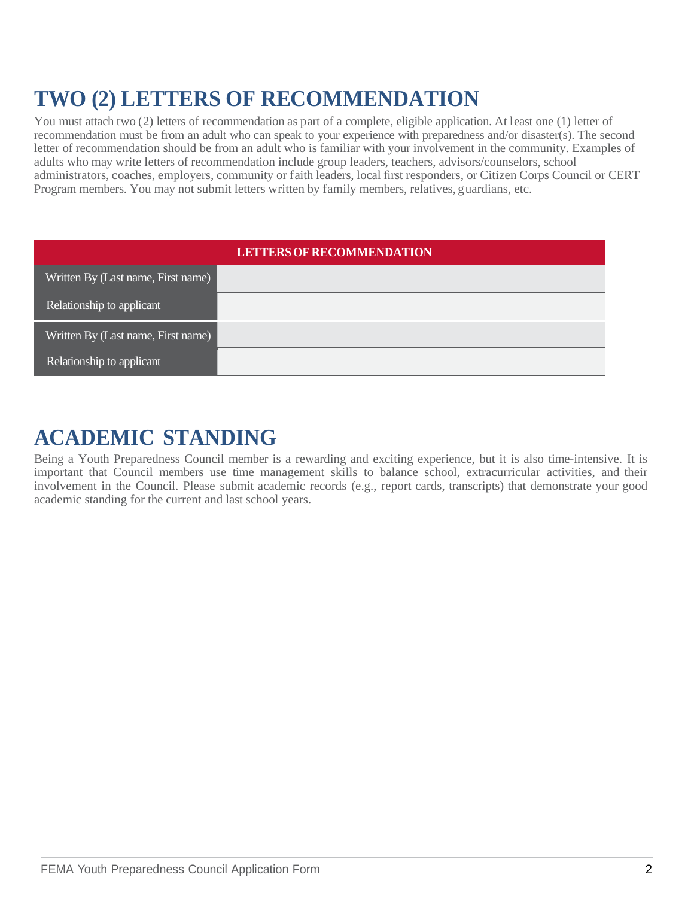# TWO (2) LETTERS OF RECOMMENDATION

You must attach two (2) letters of recommendation as part of a complete, eligible application. At least one (1) letter of recommendation must be from an adult who can speak to your experience with preparedness and/or disaster(s). The second letter of recommendation should be from an adult who is familiar with your involvement in the community. Examples of adults who may write letters of recommendation include group leaders, teachers, advisors/counselors, school administrators, coaches, employers, community or faith leaders, local first responders, or Citizen Corps Council or CERT Program members. You may not submit letters written by family members, relatives, guardians, etc.

| LETTERS OF RECOMMENDATION | |
|---|---|
| Written By (Last name, First name) | |
| Relationship to applicant | |
| Written By (Last name, First name) | |
| Relationship to applicant | |

# ACADEMIC STANDING

Being a Youth Preparedness Council member is a rewarding and exciting experience, but it is also time-intensive. It is important that Council members use time management skills to balance school, extracurricular activities, and their involvement in the Council. Please submit academic records (e.g., report cards, transcripts) that demonstrate your good academic standing for the current and last school years.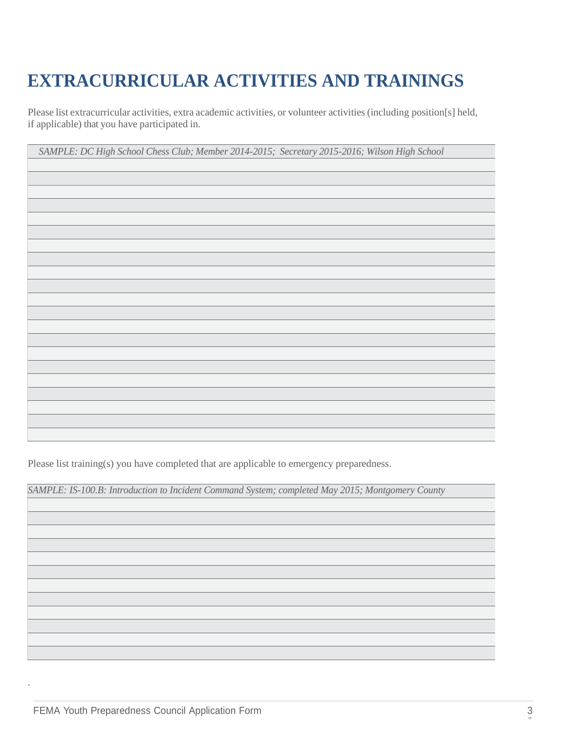# EXTRACURRICULAR ACTIVITIES AND TRAININGS

Please list extracurricular activities, extra academic activities, or volunteer activities (including position[s] held, if applicable) that you have participated in.

| *SAMPLE: DC High School Chess Club; Member 2014-2015; Secretary 2015-2016; Wilson High School* |
|---|
| |
| |
| |
| |
| |
| |
| |
| |
| |
| |
| |
| |
| |
| |
| |
| |
| |
| |
| |
| |
| |

Please list training(s) you have completed that are applicable to emergency preparedness.

| *SAMPLE: IS-100.B: Introduction to Incident Command System; completed May 2015; Montgomery County* |
|---|
| |
| |
| |
| |
| |
| |
| |
| |
| |
| |
| |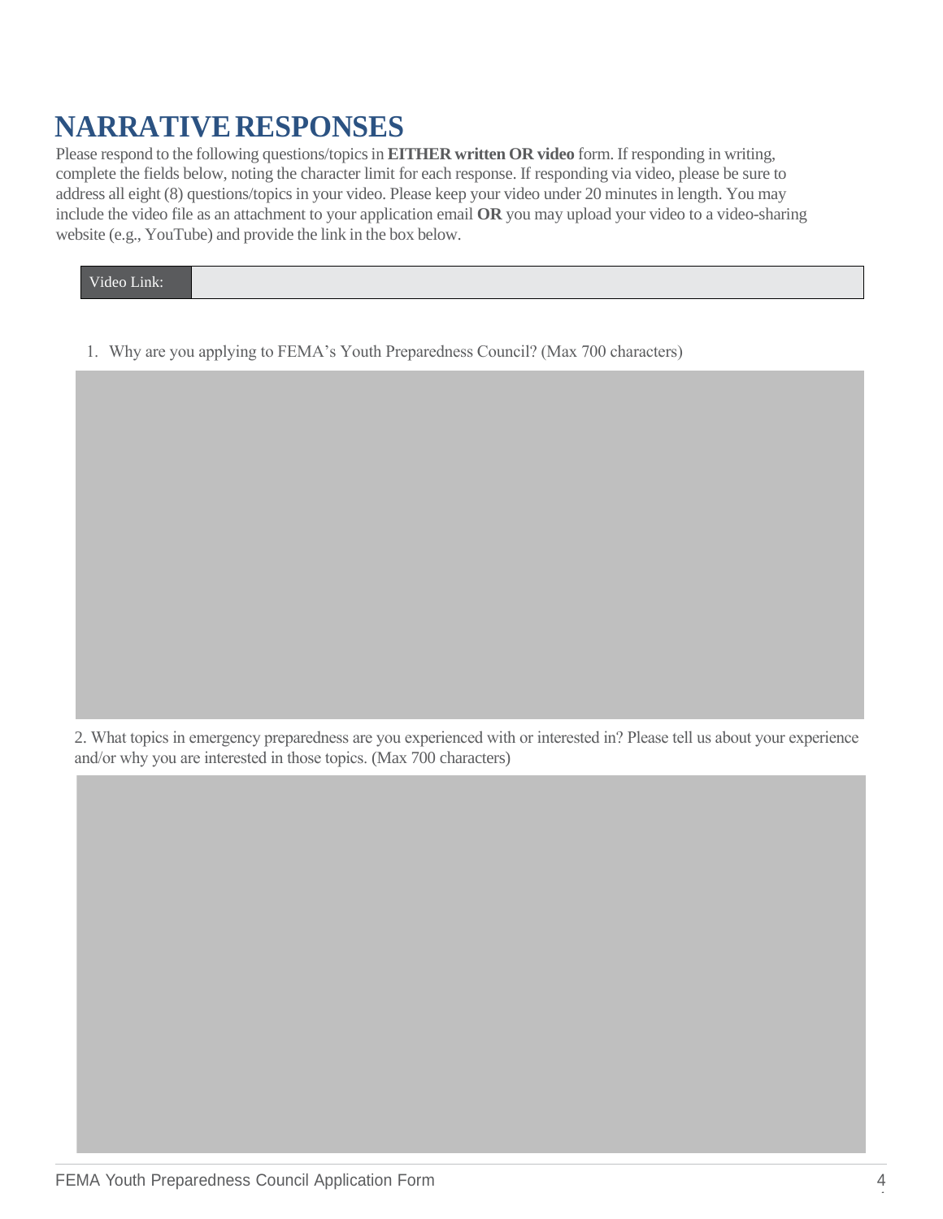# NARRATIVE RESPONSES

Please respond to the following questions/topics in **EITHER written OR video** form. If responding in writing, complete the fields below, noting the character limit for each response. If responding via video, please be sure to address all eight (8) questions/topics in your video. Please keep your video under 20 minutes in length. You may include the video file as an attachment to your application email **OR** you may upload your video to a video-sharing website (e.g., YouTube) and provide the link in the box below.

| Video Link: | |
|---|---|

1. Why are you applying to FEMA's Youth Preparedness Council? (Max 700 characters)

2. What topics in emergency preparedness are you experienced with or interested in? Please tell us about your experience and/or why you are interested in those topics. (Max 700 characters)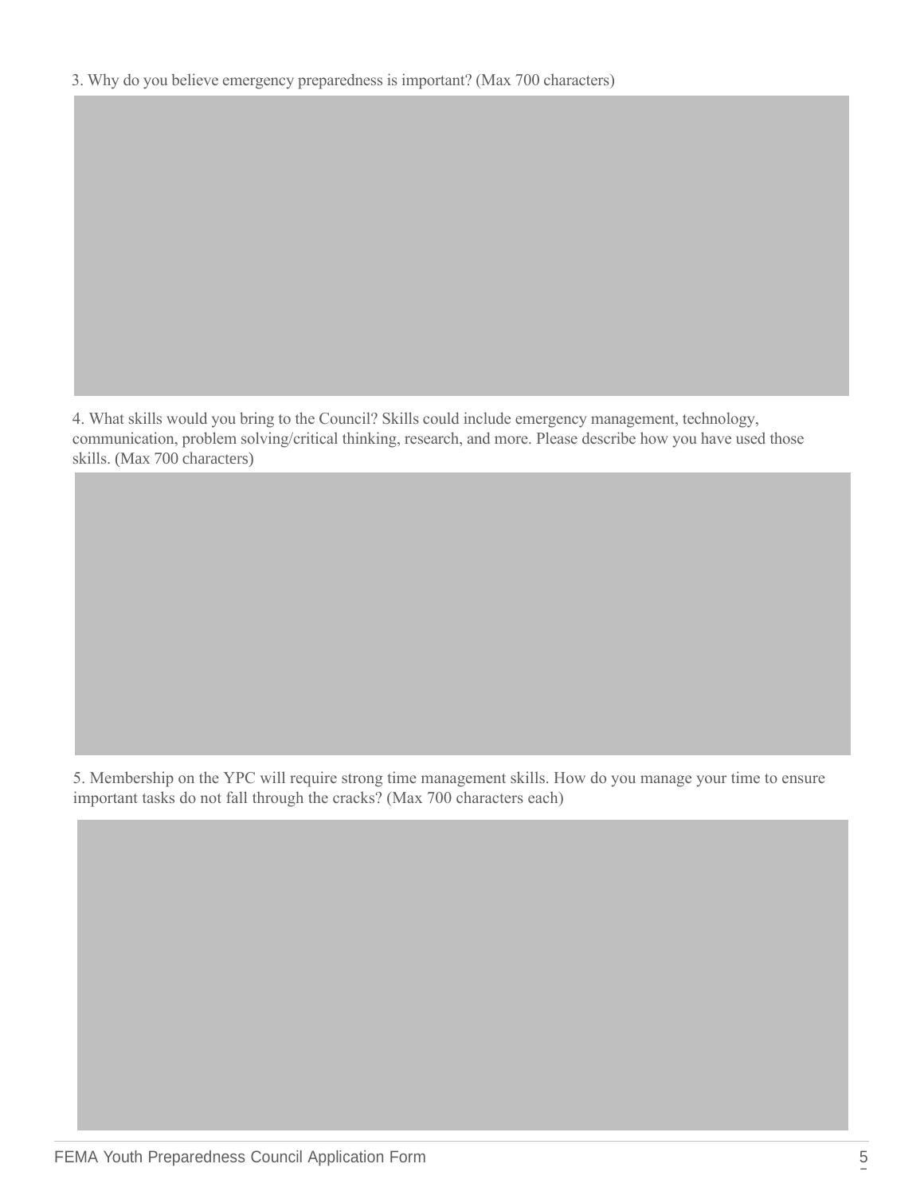3. Why do you believe emergency preparedness is important? (Max 700 characters)

4. What skills would you bring to the Council? Skills could include emergency management, technology, communication, problem solving/critical thinking, research, and more. Please describe how you have used those skills. (Max 700 characters)

5. Membership on the YPC will require strong time management skills. How do you manage your time to ensure important tasks do not fall through the cracks? (Max 700 characters each)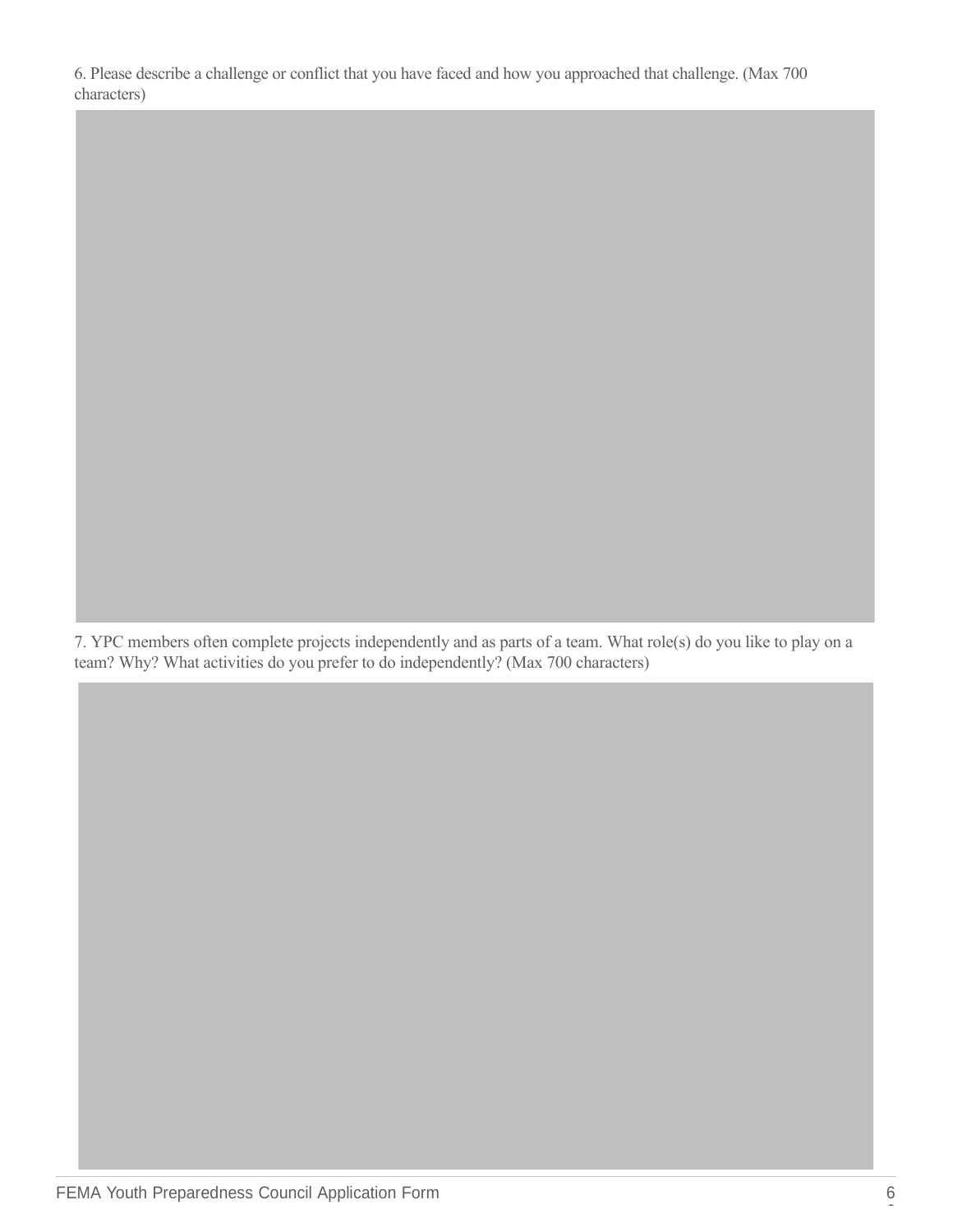6. Please describe a challenge or conflict that you have faced and how you approached that challenge. (Max 700 characters)

7. YPC members often complete projects independently and as parts of a team. What role(s) do you like to play on a team? Why? What activities do you prefer to do independently? (Max 700 characters)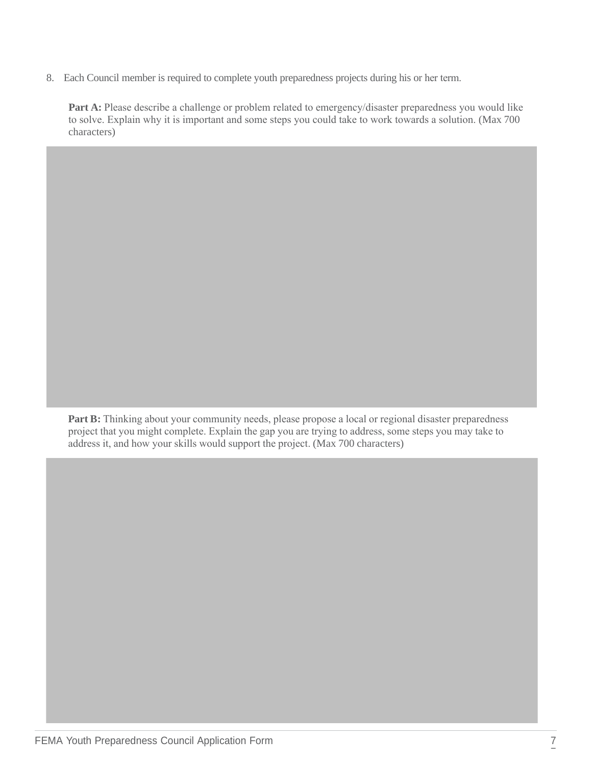8. Each Council member is required to complete youth preparedness projects during his or her term.

   **Part A:** Please describe a challenge or problem related to emergency/disaster preparedness you would like to solve. Explain why it is important and some steps you could take to work towards a solution. (Max 700 characters)

   **Part B:** Thinking about your community needs, please propose a local or regional disaster preparedness project that you might complete. Explain the gap you are trying to address, some steps you may take to address it, and how your skills would support the project. (Max 700 characters)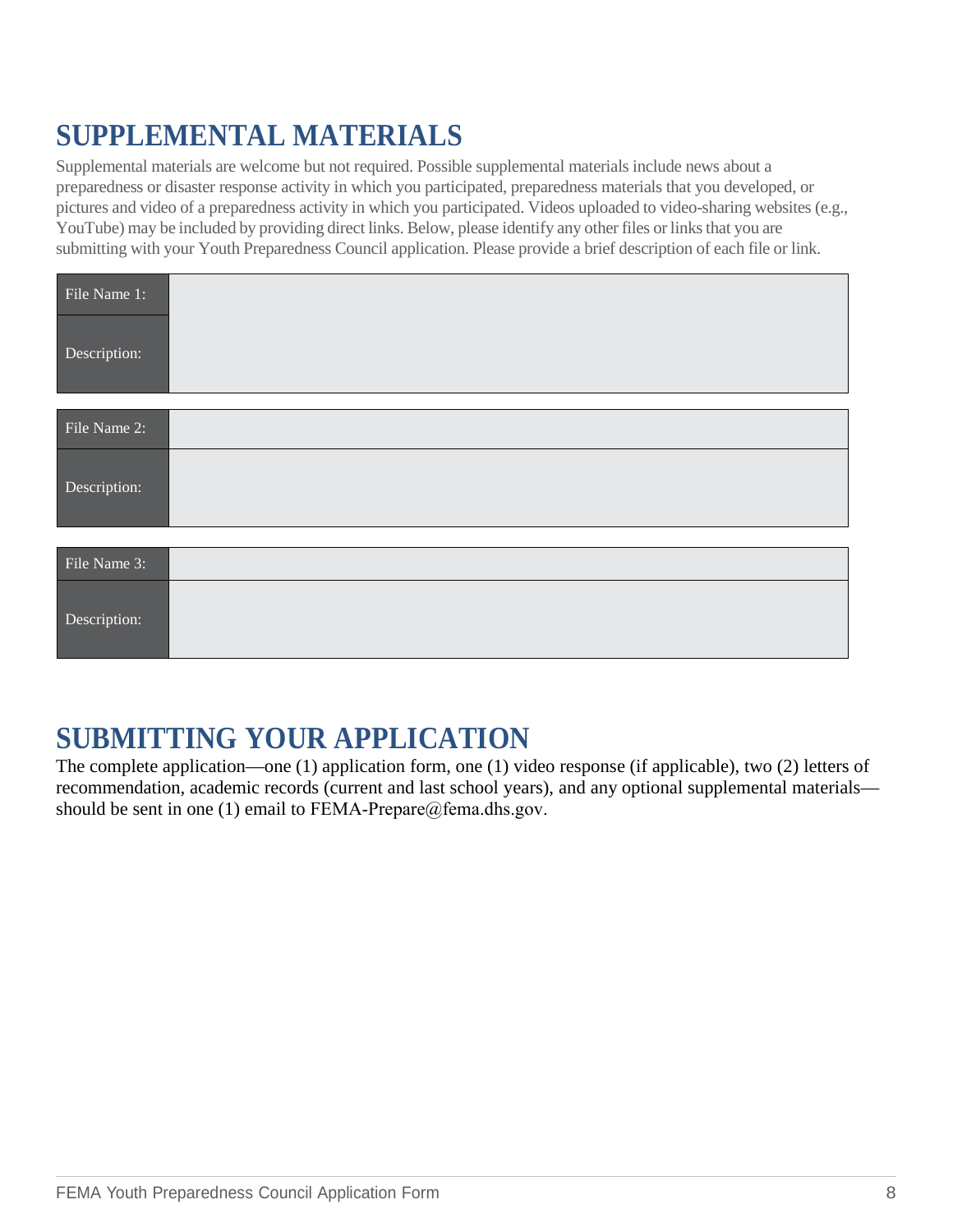# SUPPLEMENTAL MATERIALS

Supplemental materials are welcome but not required. Possible supplemental materials include news about a preparedness or disaster response activity in which you participated, preparedness materials that you developed, or pictures and video of a preparedness activity in which you participated. Videos uploaded to video-sharing websites (e.g., YouTube) may be included by providing direct links. Below, please identify any other files or links that you are submitting with your Youth Preparedness Council application. Please provide a brief description of each file or link.

| | |
|---|---|
| File Name 1: | |
| Description: | |

| | |
|---|---|
| File Name 2: | |
| Description: | |

| | |
|---|---|
| File Name 3: | |
| Description: | |

# SUBMITTING YOUR APPLICATION

The complete application—one (1) application form, one (1) video response (if applicable), two (2) letters of recommendation, academic records (current and last school years), and any optional supplemental materials—should be sent in one (1) email to FEMA-Prepare@fema.dhs.gov.